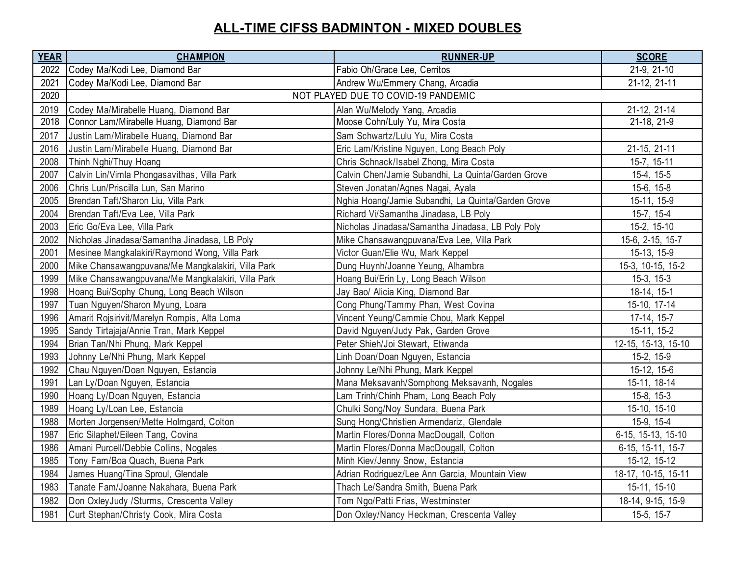# ALL-TIME CIFSS BADMINTON - MIXED DOUBLES

| YEAR | CHAMPION | RUNNER-UP | SCORE |
|---|---|---|---|
| 2022 | Codey Ma/Kodi Lee, Diamond Bar | Fabio Oh/Grace Lee, Cerritos | 21-9, 21-10 |
| 2021 | Codey Ma/Kodi Lee, Diamond Bar | Andrew Wu/Emmery Chang, Arcadia | 21-12, 21-11 |
| 2020 | NOT PLAYED DUE TO COVID-19 PANDEMIC | | |
| 2019 | Codey Ma/Mirabelle Huang, Diamond Bar | Alan Wu/Melody Yang, Arcadia | 21-12, 21-14 |
| 2018 | Connor Lam/Mirabelle Huang, Diamond Bar | Moose Cohn/Luly Yu, Mira Costa | 21-18, 21-9 |
| 2017 | Justin Lam/Mirabelle Huang, Diamond Bar | Sam Schwartz/Lulu Yu, Mira Costa | |
| 2016 | Justin Lam/Mirabelle Huang, Diamond Bar | Eric Lam/Kristine Nguyen, Long Beach Poly | 21-15, 21-11 |
| 2008 | Thinh Nghi/Thuy Hoang | Chris Schnack/Isabel Zhong, Mira Costa | 15-7, 15-11 |
| 2007 | Calvin Lin/Vimla Phongasavithas, Villa Park | Calvin Chen/Jamie Subandhi, La Quinta/Garden Grove | 15-4, 15-5 |
| 2006 | Chris Lun/Priscilla Lun, San Marino | Steven Jonatan/Agnes Nagai, Ayala | 15-6, 15-8 |
| 2005 | Brendan Taft/Sharon Liu, Villa Park | Nghia Hoang/Jamie Subandhi, La Quinta/Garden Grove | 15-11, 15-9 |
| 2004 | Brendan Taft/Eva Lee, Villa Park | Richard Vi/Samantha Jinadasa, LB Poly | 15-7, 15-4 |
| 2003 | Eric Go/Eva Lee, Villa Park | Nicholas Jinadasa/Samantha Jinadasa, LB Poly Poly | 15-2, 15-10 |
| 2002 | Nicholas Jinadasa/Samantha Jinadasa, LB Poly | Mike Chansawangpuvana/Eva Lee, Villa Park | 15-6, 2-15, 15-7 |
| 2001 | Mesinee Mangkalakiri/Raymond Wong, Villa Park | Victor Guan/Elie Wu, Mark Keppel | 15-13, 15-9 |
| 2000 | Mike Chansawangpuvana/Me Mangkalakiri, Villa Park | Dung Huynh/Joanne Yeung, Alhambra | 15-3, 10-15, 15-2 |
| 1999 | Mike Chansawangpuvana/Me Mangkalakiri, Villa Park | Hoang Bui/Erin Ly, Long Beach Wilson | 15-3, 15-3 |
| 1998 | Hoang Bui/Sophy Chung, Long Beach Wilson | Jay Bao/ Alicia King, Diamond Bar | 18-14, 15-1 |
| 1997 | Tuan Nguyen/Sharon Myung, Loara | Cong Phung/Tammy Phan, West Covina | 15-10, 17-14 |
| 1996 | Amarit Rojsirivit/Marelyn Rompis, Alta Loma | Vincent Yeung/Cammie Chou, Mark Keppel | 17-14, 15-7 |
| 1995 | Sandy Tirtajaja/Annie Tran, Mark Keppel | David Nguyen/Judy Pak, Garden Grove | 15-11, 15-2 |
| 1994 | Brian Tan/Nhi Phung, Mark Keppel | Peter Shieh/Joi Stewart, Etiwanda | 12-15, 15-13, 15-10 |
| 1993 | Johnny Le/Nhi Phung, Mark Keppel | Linh Doan/Doan Nguyen, Estancia | 15-2, 15-9 |
| 1992 | Chau Nguyen/Doan Nguyen, Estancia | Johnny Le/Nhi Phung, Mark Keppel | 15-12, 15-6 |
| 1991 | Lan Ly/Doan Nguyen, Estancia | Mana Meksavanh/Somphong Meksavanh, Nogales | 15-11, 18-14 |
| 1990 | Hoang Ly/Doan Nguyen, Estancia | Lam Trinh/Chinh Pham, Long Beach Poly | 15-8, 15-3 |
| 1989 | Hoang Ly/Loan Lee, Estancia | Chulki Song/Noy Sundara, Buena Park | 15-10, 15-10 |
| 1988 | Morten Jorgensen/Mette Holmgard, Colton | Sung Hong/Christien Armendariz, Glendale | 15-9, 15-4 |
| 1987 | Eric Silaphet/Eileen Tang, Covina | Martin Flores/Donna MacDougall, Colton | 6-15, 15-13, 15-10 |
| 1986 | Amani Purcell/Debbie Collins, Nogales | Martin Flores/Donna MacDougall, Colton | 6-15, 15-11, 15-7 |
| 1985 | Tony Fam/Boa Quach, Buena Park | Minh Kiev/Jenny Snow, Estancia | 15-12, 15-12 |
| 1984 | James Huang/Tina Sproul, Glendale | Adrian Rodriguez/Lee Ann Garcia, Mountain View | 18-17, 10-15, 15-11 |
| 1983 | Tanate Fam/Joanne Nakahara, Buena Park | Thach Le/Sandra Smith, Buena Park | 15-11, 15-10 |
| 1982 | Don OxleyJudy /Sturms, Crescenta Valley | Tom Ngo/Patti Frias, Westminster | 18-14, 9-15, 15-9 |
| 1981 | Curt Stephan/Christy Cook, Mira Costa | Don Oxley/Nancy Heckman, Crescenta Valley | 15-5, 15-7 |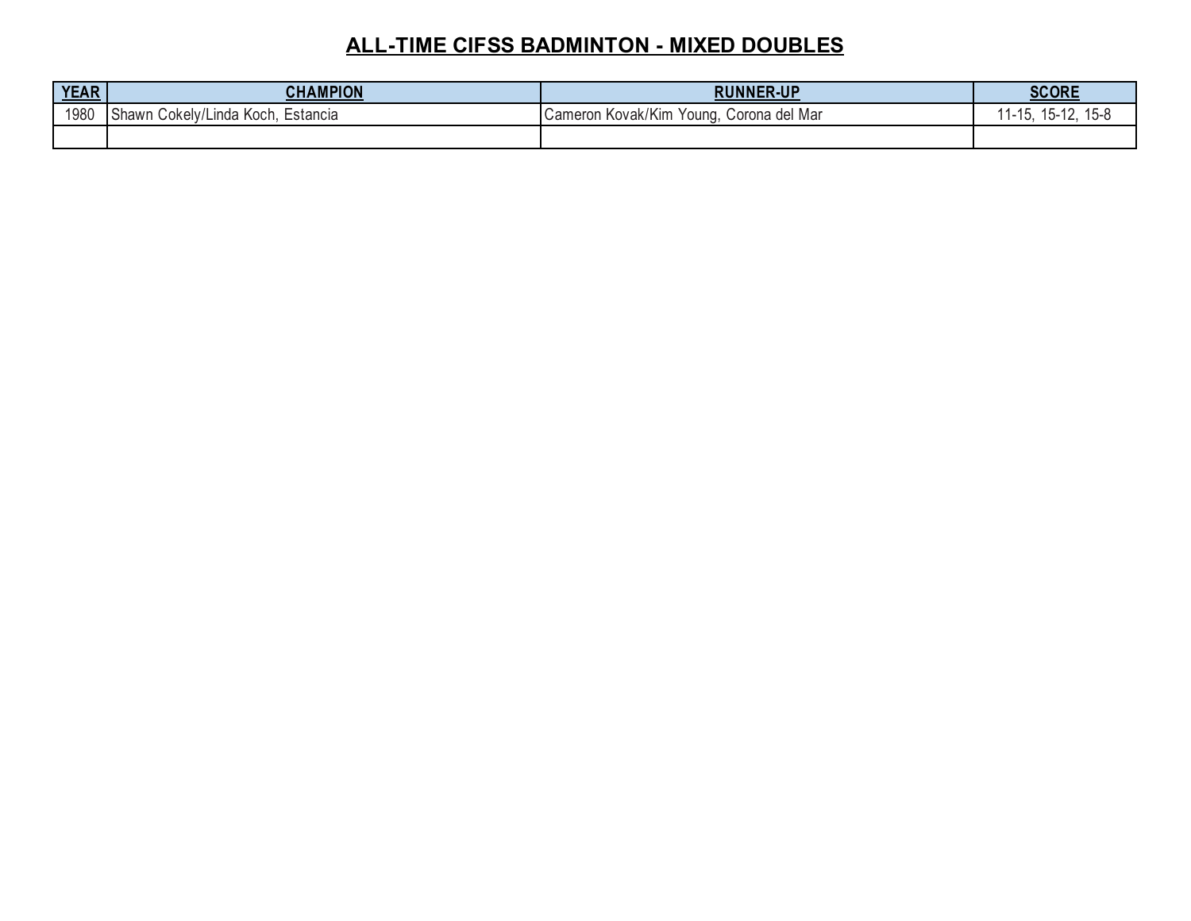# ALL-TIME CIFSS BADMINTON - MIXED DOUBLES

| YEAR | CHAMPION | RUNNER-UP | SCORE |
|---|---|---|---|
| 1980 | Shawn Cokely/Linda Koch, Estancia | Cameron Kovak/Kim Young, Corona del Mar | 11-15, 15-12, 15-8 |
| | | | |